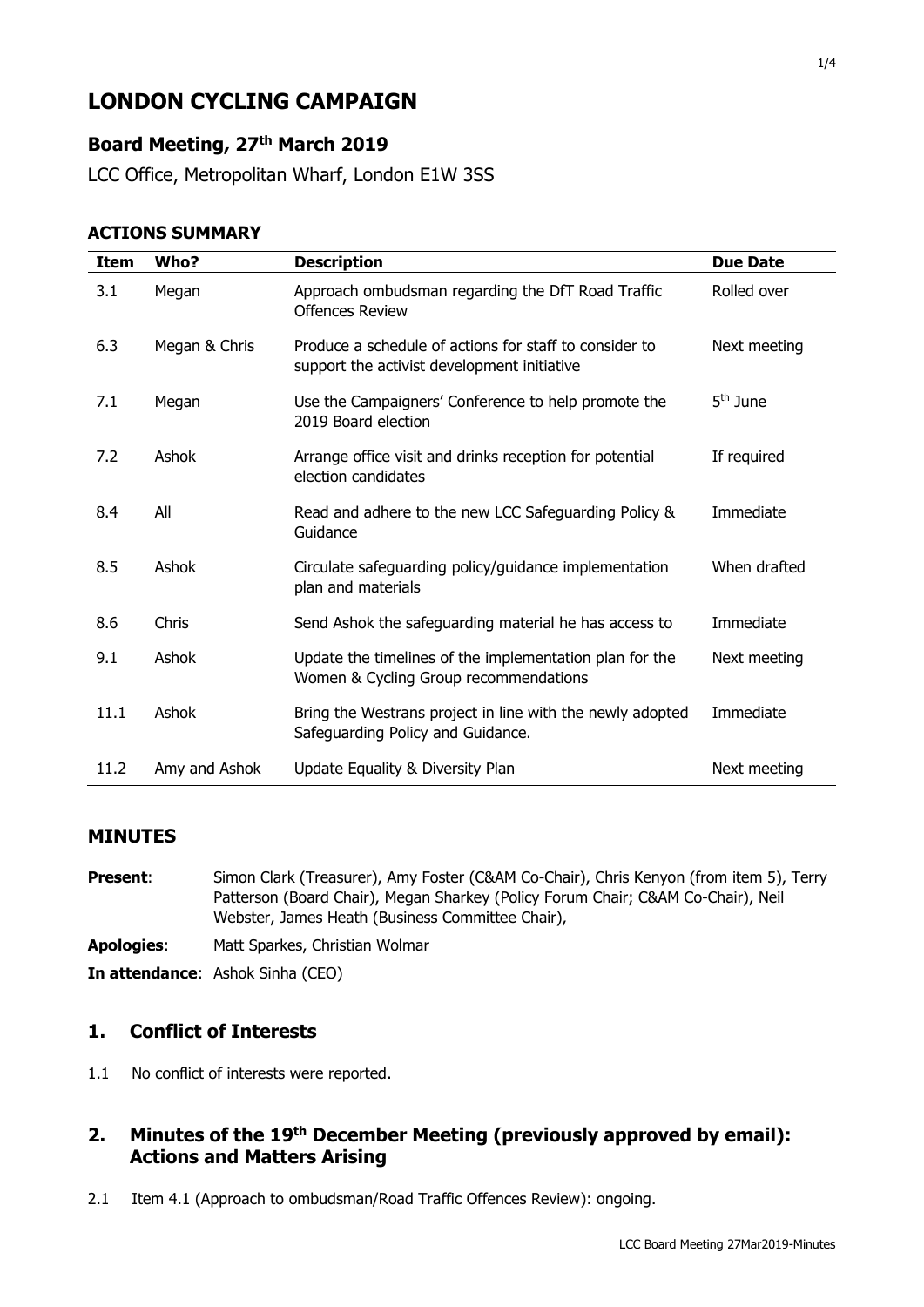# LONDON CYCLING CAMPAIGN

## Board Meeting, 27th March 2019

LCC Office, Metropolitan Wharf, London E1W 3SS

### ACTIONS SUMMARY

| Item | Who? | Description | Due Date |
|---|---|---|---|
| 3.1 | Megan | Approach ombudsman regarding the DfT Road Traffic Offences Review | Rolled over |
| 6.3 | Megan & Chris | Produce a schedule of actions for staff to consider to support the activist development initiative | Next meeting |
| 7.1 | Megan | Use the Campaigners' Conference to help promote the 2019 Board election | 5th June |
| 7.2 | Ashok | Arrange office visit and drinks reception for potential election candidates | If required |
| 8.4 | All | Read and adhere to the new LCC Safeguarding Policy & Guidance | Immediate |
| 8.5 | Ashok | Circulate safeguarding policy/guidance implementation plan and materials | When drafted |
| 8.6 | Chris | Send Ashok the safeguarding material he has access to | Immediate |
| 9.1 | Ashok | Update the timelines of the implementation plan for the Women & Cycling Group recommendations | Next meeting |
| 11.1 | Ashok | Bring the Westrans project in line with the newly adopted Safeguarding Policy and Guidance. | Immediate |
| 11.2 | Amy and Ashok | Update Equality & Diversity Plan | Next meeting |

### MINUTES

**Present**: Simon Clark (Treasurer), Amy Foster (C&AM Co-Chair), Chris Kenyon (from item 5), Terry Patterson (Board Chair), Megan Sharkey (Policy Forum Chair; C&AM Co-Chair), Neil Webster, James Heath (Business Committee Chair),

**Apologies**: Matt Sparkes, Christian Wolmar

**In attendance**: Ashok Sinha (CEO)

## 1. Conflict of Interests

1.1 No conflict of interests were reported.

## 2. Minutes of the 19th December Meeting (previously approved by email): Actions and Matters Arising

2.1 Item 4.1 (Approach to ombudsman/Road Traffic Offences Review): ongoing.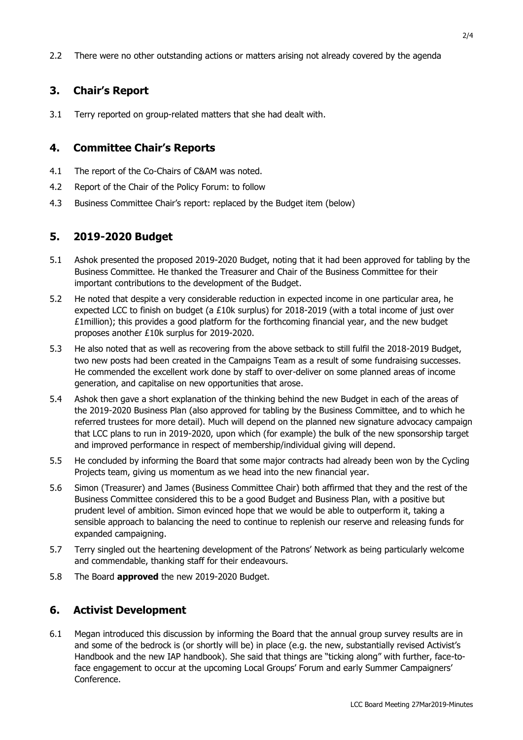2.2 There were no other outstanding actions or matters arising not already covered by the agenda

## 3. Chair's Report

3.1 Terry reported on group-related matters that she had dealt with.

## 4. Committee Chair's Reports

4.1 The report of the Co-Chairs of C&AM was noted.

4.2 Report of the Chair of the Policy Forum: to follow

4.3 Business Committee Chair's report: replaced by the Budget item (below)

## 5. 2019-2020 Budget

5.1 Ashok presented the proposed 2019-2020 Budget, noting that it had been approved for tabling by the Business Committee. He thanked the Treasurer and Chair of the Business Committee for their important contributions to the development of the Budget.

5.2 He noted that despite a very considerable reduction in expected income in one particular area, he expected LCC to finish on budget (a £10k surplus) for 2018-2019 (with a total income of just over £1million); this provides a good platform for the forthcoming financial year, and the new budget proposes another £10k surplus for 2019-2020.

5.3 He also noted that as well as recovering from the above setback to still fulfil the 2018-2019 Budget, two new posts had been created in the Campaigns Team as a result of some fundraising successes. He commended the excellent work done by staff to over-deliver on some planned areas of income generation, and capitalise on new opportunities that arose.

5.4 Ashok then gave a short explanation of the thinking behind the new Budget in each of the areas of the 2019-2020 Business Plan (also approved for tabling by the Business Committee, and to which he referred trustees for more detail). Much will depend on the planned new signature advocacy campaign that LCC plans to run in 2019-2020, upon which (for example) the bulk of the new sponsorship target and improved performance in respect of membership/individual giving will depend.

5.5 He concluded by informing the Board that some major contracts had already been won by the Cycling Projects team, giving us momentum as we head into the new financial year.

5.6 Simon (Treasurer) and James (Business Committee Chair) both affirmed that they and the rest of the Business Committee considered this to be a good Budget and Business Plan, with a positive but prudent level of ambition. Simon evinced hope that we would be able to outperform it, taking a sensible approach to balancing the need to continue to replenish our reserve and releasing funds for expanded campaigning.

5.7 Terry singled out the heartening development of the Patrons' Network as being particularly welcome and commendable, thanking staff for their endeavours.

5.8 The Board **approved** the new 2019-2020 Budget.

## 6. Activist Development

6.1 Megan introduced this discussion by informing the Board that the annual group survey results are in and some of the bedrock is (or shortly will be) in place (e.g. the new, substantially revised Activist's Handbook and the new IAP handbook). She said that things are "ticking along" with further, face-to-face engagement to occur at the upcoming Local Groups' Forum and early Summer Campaigners' Conference.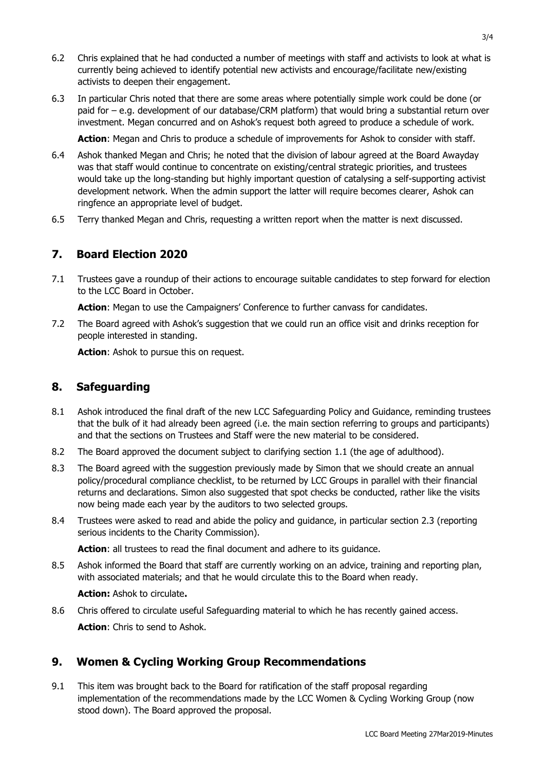6.2 Chris explained that he had conducted a number of meetings with staff and activists to look at what is currently being achieved to identify potential new activists and encourage/facilitate new/existing activists to deepen their engagement.

6.3 In particular Chris noted that there are some areas where potentially simple work could be done (or paid for – e.g. development of our database/CRM platform) that would bring a substantial return over investment. Megan concurred and on Ashok's request both agreed to produce a schedule of work.

**Action**: Megan and Chris to produce a schedule of improvements for Ashok to consider with staff.

6.4 Ashok thanked Megan and Chris; he noted that the division of labour agreed at the Board Awayday was that staff would continue to concentrate on existing/central strategic priorities, and trustees would take up the long-standing but highly important question of catalysing a self-supporting activist development network. When the admin support the latter will require becomes clearer, Ashok can ringfence an appropriate level of budget.

6.5 Terry thanked Megan and Chris, requesting a written report when the matter is next discussed.

## 7. Board Election 2020

7.1 Trustees gave a roundup of their actions to encourage suitable candidates to step forward for election to the LCC Board in October.

**Action**: Megan to use the Campaigners' Conference to further canvass for candidates.

7.2 The Board agreed with Ashok's suggestion that we could run an office visit and drinks reception for people interested in standing.

**Action**: Ashok to pursue this on request.

## 8. Safeguarding

8.1 Ashok introduced the final draft of the new LCC Safeguarding Policy and Guidance, reminding trustees that the bulk of it had already been agreed (i.e. the main section referring to groups and participants) and that the sections on Trustees and Staff were the new material to be considered.

8.2 The Board approved the document subject to clarifying section 1.1 (the age of adulthood).

8.3 The Board agreed with the suggestion previously made by Simon that we should create an annual policy/procedural compliance checklist, to be returned by LCC Groups in parallel with their financial returns and declarations. Simon also suggested that spot checks be conducted, rather like the visits now being made each year by the auditors to two selected groups.

8.4 Trustees were asked to read and abide the policy and guidance, in particular section 2.3 (reporting serious incidents to the Charity Commission).

**Action**: all trustees to read the final document and adhere to its guidance.

8.5 Ashok informed the Board that staff are currently working on an advice, training and reporting plan, with associated materials; and that he would circulate this to the Board when ready.

**Action:** Ashok to circulate**.**

8.6 Chris offered to circulate useful Safeguarding material to which he has recently gained access.

**Action**: Chris to send to Ashok.

## 9. Women & Cycling Working Group Recommendations

9.1 This item was brought back to the Board for ratification of the staff proposal regarding implementation of the recommendations made by the LCC Women & Cycling Working Group (now stood down). The Board approved the proposal.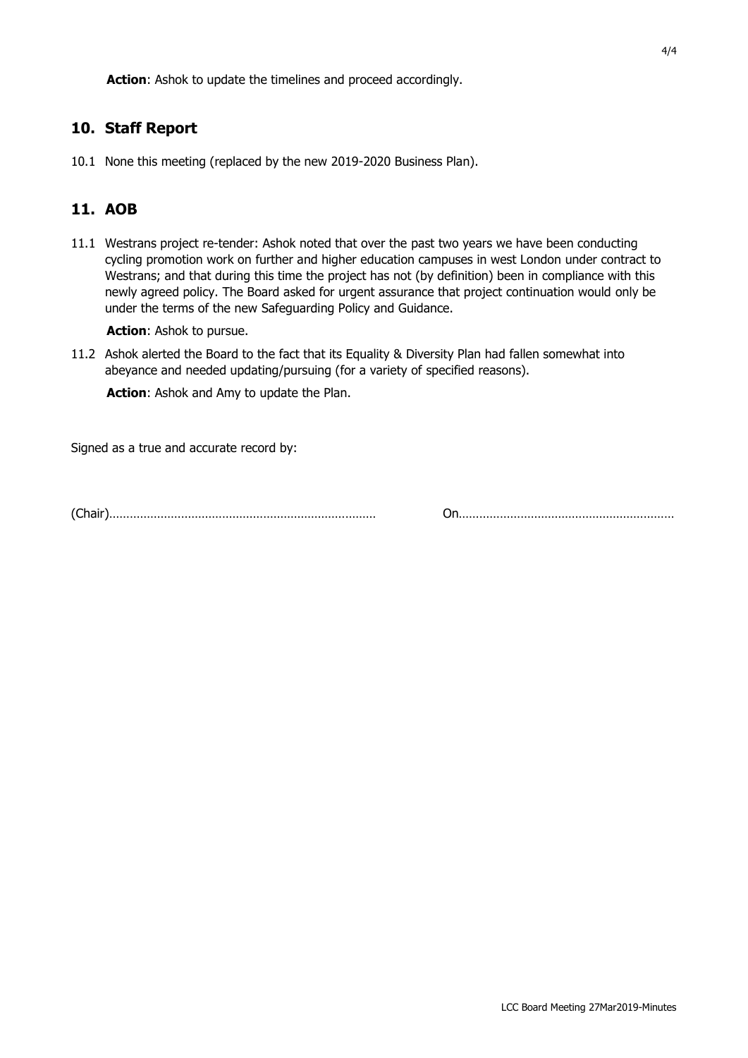**Action**: Ashok to update the timelines and proceed accordingly.

## 10. Staff Report

10.1 None this meeting (replaced by the new 2019-2020 Business Plan).

## 11. AOB

11.1 Westrans project re-tender: Ashok noted that over the past two years we have been conducting cycling promotion work on further and higher education campuses in west London under contract to Westrans; and that during this time the project has not (by definition) been in compliance with this newly agreed policy. The Board asked for urgent assurance that project continuation would only be under the terms of the new Safeguarding Policy and Guidance.

**Action**: Ashok to pursue.

11.2 Ashok alerted the Board to the fact that its Equality & Diversity Plan had fallen somewhat into abeyance and needed updating/pursuing (for a variety of specified reasons).

**Action**: Ashok and Amy to update the Plan.

Signed as a true and accurate record by:

(Chair)…………………………………………………………………… On………………………………………………………